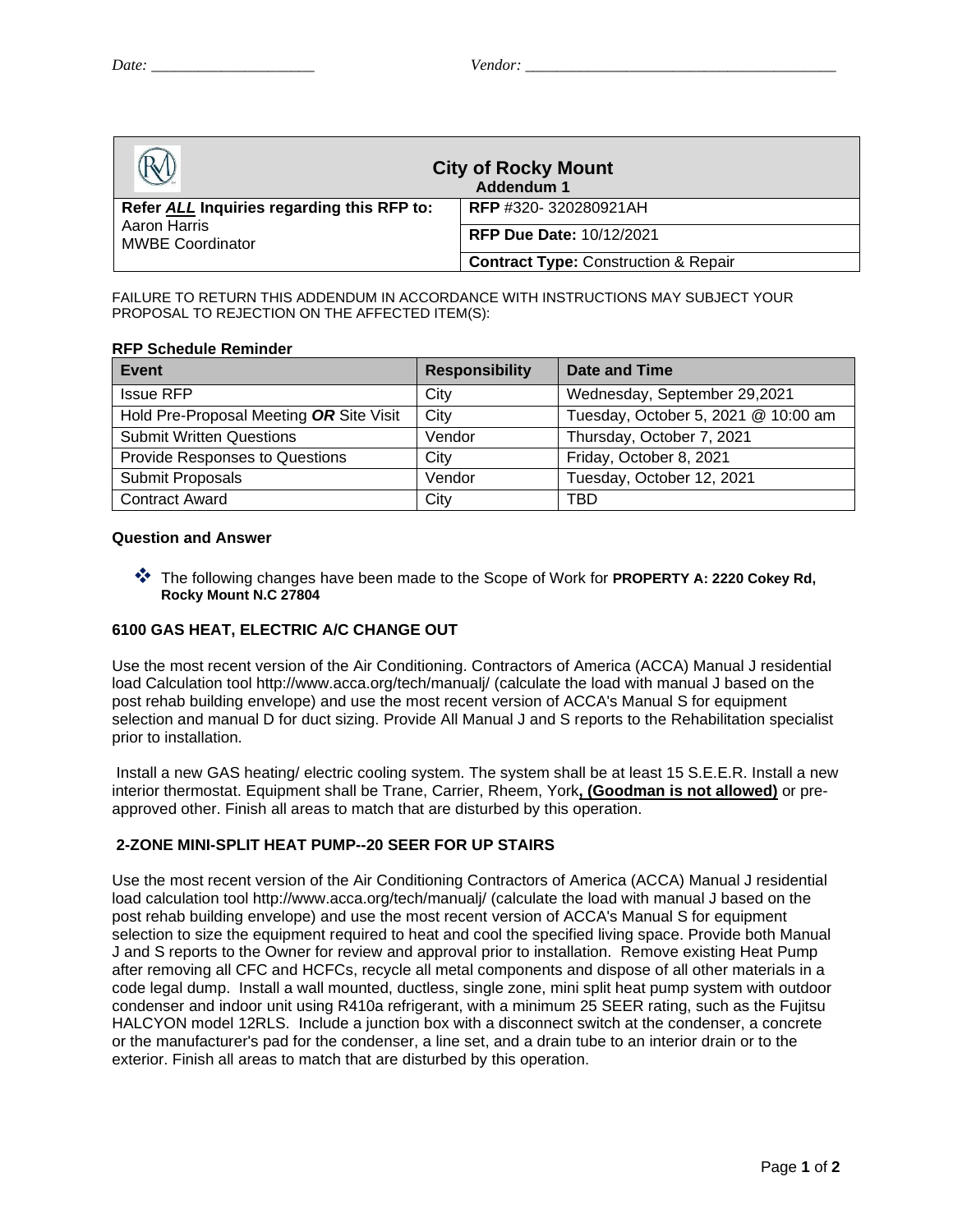Date: _____________________ Vendor: _________________________________________

| City of Rocky Mount<br>Addendum 1 | |
|---|---|
| **Refer *ALL* Inquiries regarding this RFP to:**<br>Aaron Harris<br>MWBE Coordinator | **RFP** #320- 320280921AH |
| | **RFP Due Date:** 10/12/2021 |
| | **Contract Type:** Construction & Repair |

FAILURE TO RETURN THIS ADDENDUM IN ACCORDANCE WITH INSTRUCTIONS MAY SUBJECT YOUR PROPOSAL TO REJECTION ON THE AFFECTED ITEM(S):

**RFP Schedule Reminder**

| Event | Responsibility | Date and Time |
|---|---|---|
| Issue RFP | City | Wednesday, September 29,2021 |
| Hold Pre-Proposal Meeting ***OR*** Site Visit | City | Tuesday, October 5, 2021 @ 10:00 am |
| Submit Written Questions | Vendor | Thursday, October 7, 2021 |
| Provide Responses to Questions | City | Friday, October 8, 2021 |
| Submit Proposals | Vendor | Tuesday, October 12, 2021 |
| Contract Award | City | TBD |

**Question and Answer**

- The following changes have been made to the Scope of Work for **PROPERTY A: 2220 Cokey Rd, Rocky Mount N.C 27804**

**6100 GAS HEAT, ELECTRIC A/C CHANGE OUT**

Use the most recent version of the Air Conditioning. Contractors of America (ACCA) Manual J residential load Calculation tool http://www.acca.org/tech/manualj/ (calculate the load with manual J based on the post rehab building envelope) and use the most recent version of ACCA's Manual S for equipment selection and manual D for duct sizing. Provide All Manual J and S reports to the Rehabilitation specialist prior to installation.

Install a new GAS heating/ electric cooling system. The system shall be at least 15 S.E.E.R. Install a new interior thermostat. Equipment shall be Trane, Carrier, Rheem, York**, (Goodman is not allowed)** or pre-approved other. Finish all areas to match that are disturbed by this operation.

**2-ZONE MINI-SPLIT HEAT PUMP--20 SEER FOR UP STAIRS**

Use the most recent version of the Air Conditioning Contractors of America (ACCA) Manual J residential load calculation tool http://www.acca.org/tech/manualj/ (calculate the load with manual J based on the post rehab building envelope) and use the most recent version of ACCA's Manual S for equipment selection to size the equipment required to heat and cool the specified living space. Provide both Manual J and S reports to the Owner for review and approval prior to installation. Remove existing Heat Pump after removing all CFC and HCFCs, recycle all metal components and dispose of all other materials in a code legal dump. Install a wall mounted, ductless, single zone, mini split heat pump system with outdoor condenser and indoor unit using R410a refrigerant, with a minimum 25 SEER rating, such as the Fujitsu HALCYON model 12RLS. Include a junction box with a disconnect switch at the condenser, a concrete or the manufacturer's pad for the condenser, a line set, and a drain tube to an interior drain or to the exterior. Finish all areas to match that are disturbed by this operation.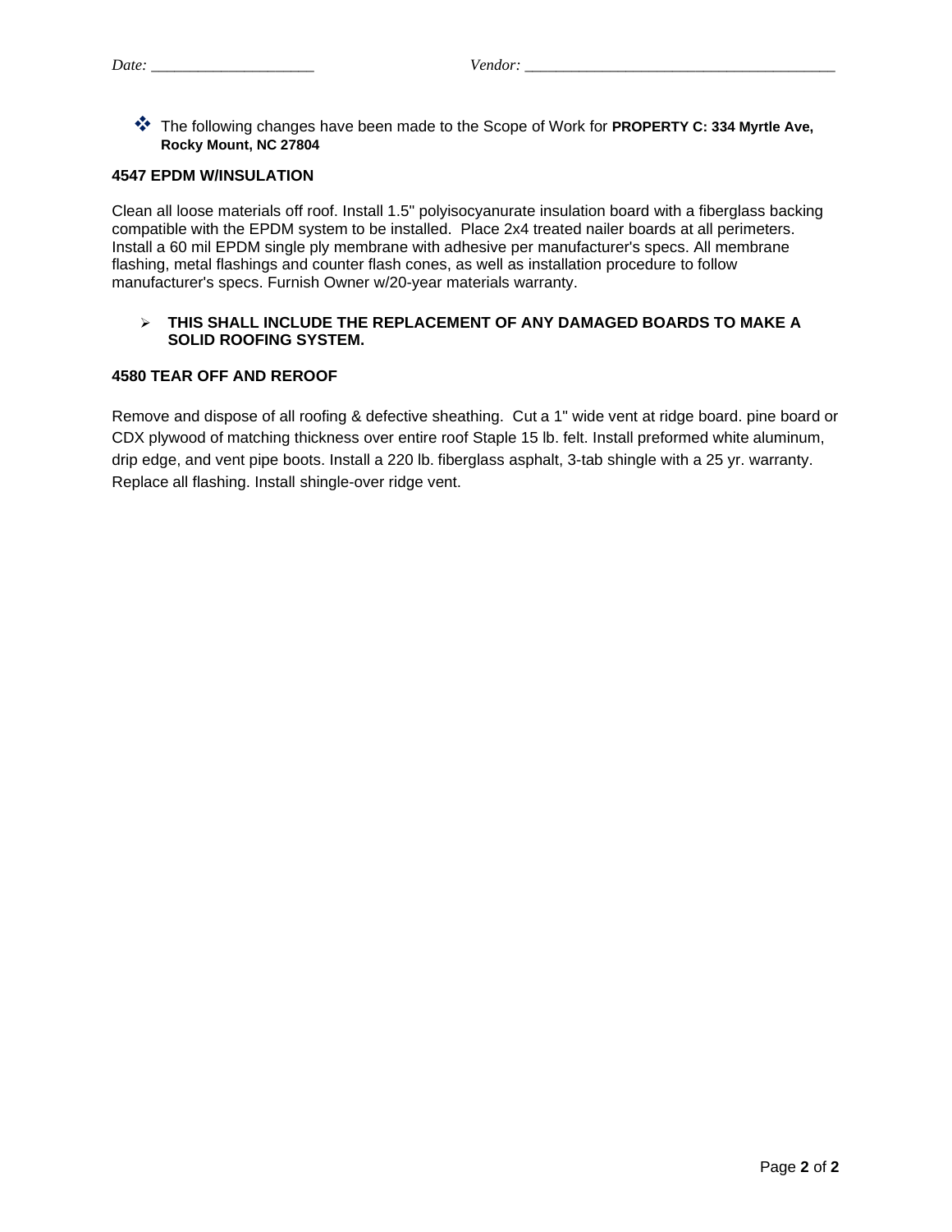Date: ____________________ Vendor: ______________________________________

- The following changes have been made to the Scope of Work for **PROPERTY C: 334 Myrtle Ave, Rocky Mount, NC 27804**

**4547 EPDM W/INSULATION**

Clean all loose materials off roof. Install 1.5" polyisocyanurate insulation board with a fiberglass backing compatible with the EPDM system to be installed. Place 2x4 treated nailer boards at all perimeters. Install a 60 mil EPDM single ply membrane with adhesive per manufacturer's specs. All membrane flashing, metal flashings and counter flash cones, as well as installation procedure to follow manufacturer's specs. Furnish Owner w/20-year materials warranty.

- **THIS SHALL INCLUDE THE REPLACEMENT OF ANY DAMAGED BOARDS TO MAKE A SOLID ROOFING SYSTEM.**

**4580 TEAR OFF AND REROOF**

Remove and dispose of all roofing & defective sheathing. Cut a 1" wide vent at ridge board. pine board or CDX plywood of matching thickness over entire roof Staple 15 lb. felt. Install preformed white aluminum, drip edge, and vent pipe boots. Install a 220 lb. fiberglass asphalt, 3-tab shingle with a 25 yr. warranty. Replace all flashing. Install shingle-over ridge vent.